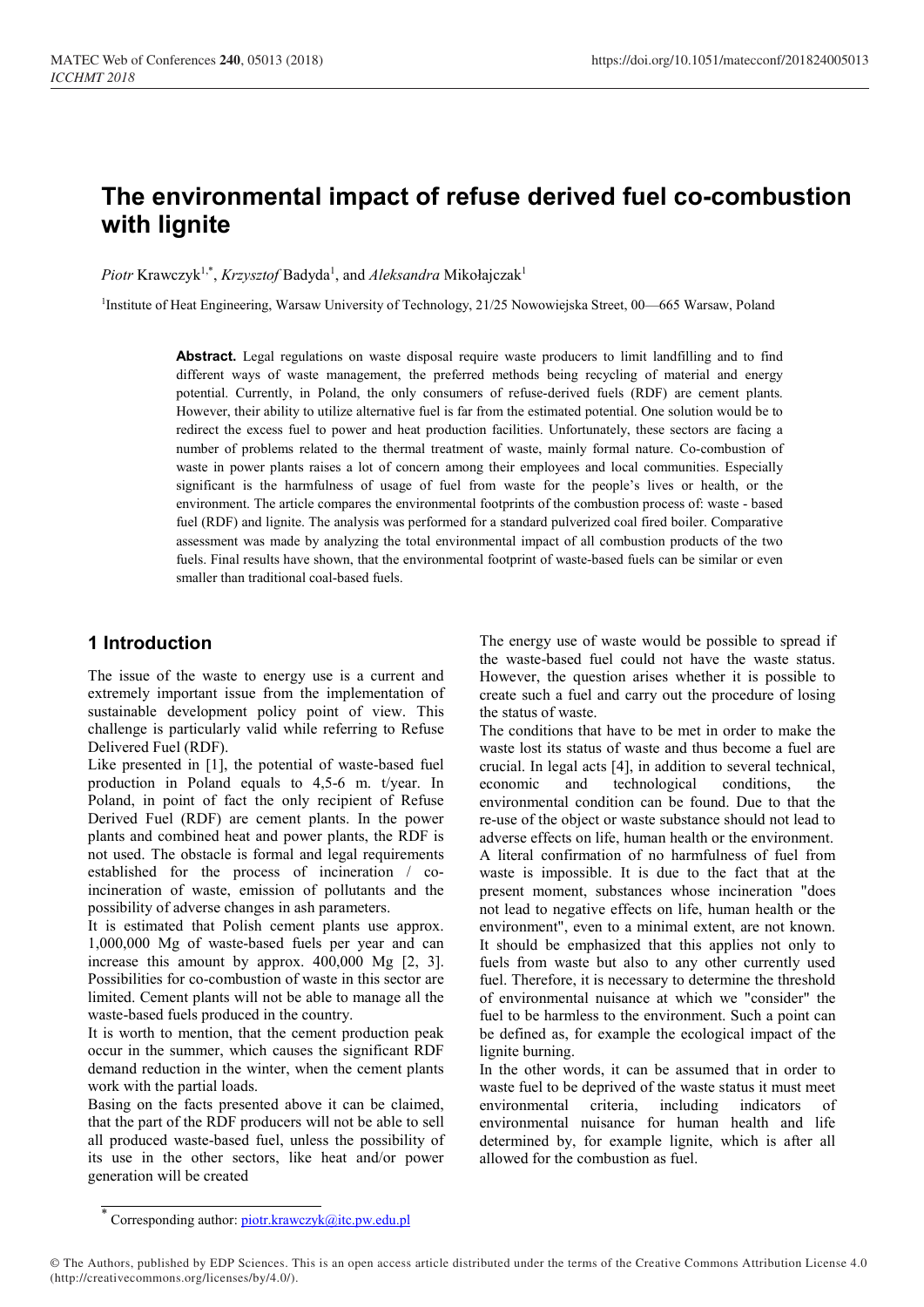# The environmental impact of refuse derived fuel co-combustion with lignite

*Piotr* Krawczyk[1,*], *Krzysztof* Badyda[1], and *Aleksandra* Mikołajczak[1]

[1]Institute of Heat Engineering, Warsaw University of Technology, 21/25 Nowowiejska Street, 00—665 Warsaw, Poland

**Abstract.** Legal regulations on waste disposal require waste producers to limit landfilling and to find different ways of waste management, the preferred methods being recycling of material and energy potential. Currently, in Poland, the only consumers of refuse-derived fuels (RDF) are cement plants. However, their ability to utilize alternative fuel is far from the estimated potential. One solution would be to redirect the excess fuel to power and heat production facilities. Unfortunately, these sectors are facing a number of problems related to the thermal treatment of waste, mainly formal nature. Co-combustion of waste in power plants raises a lot of concern among their employees and local communities. Especially significant is the harmfulness of usage of fuel from waste for the people's lives or health, or the environment. The article compares the environmental footprints of the combustion process of: waste - based fuel (RDF) and lignite. The analysis was performed for a standard pulverized coal fired boiler. Comparative assessment was made by analyzing the total environmental impact of all combustion products of the two fuels. Final results have shown, that the environmental footprint of waste-based fuels can be similar or even smaller than traditional coal-based fuels.

## 1 Introduction

The issue of the waste to energy use is a current and extremely important issue from the implementation of sustainable development policy point of view. This challenge is particularly valid while referring to Refuse Delivered Fuel (RDF).

Like presented in [1], the potential of waste-based fuel production in Poland equals to 4,5-6 m. t/year. In Poland, in point of fact the only recipient of Refuse Derived Fuel (RDF) are cement plants. In the power plants and combined heat and power plants, the RDF is not used. The obstacle is formal and legal requirements established for the process of incineration / co-incineration of waste, emission of pollutants and the possibility of adverse changes in ash parameters.

It is estimated that Polish cement plants use approx. 1,000,000 Mg of waste-based fuels per year and can increase this amount by approx. 400,000 Mg [2, 3]. Possibilities for co-combustion of waste in this sector are limited. Cement plants will not be able to manage all the waste-based fuels produced in the country.

It is worth to mention, that the cement production peak occur in the summer, which causes the significant RDF demand reduction in the winter, when the cement plants work with the partial loads.

Basing on the facts presented above it can be claimed, that the part of the RDF producers will not be able to sell all produced waste-based fuel, unless the possibility of its use in the other sectors, like heat and/or power generation will be created

The energy use of waste would be possible to spread if the waste-based fuel could not have the waste status. However, the question arises whether it is possible to create such a fuel and carry out the procedure of losing the status of waste.

The conditions that have to be met in order to make the waste lost its status of waste and thus become a fuel are crucial. In legal acts [4], in addition to several technical, economic and technological conditions, the environmental condition can be found. Due to that the re-use of the object or waste substance should not lead to adverse effects on life, human health or the environment. A literal confirmation of no harmfulness of fuel from waste is impossible. It is due to the fact that at the present moment, substances whose incineration "does not lead to negative effects on life, human health or the environment", even to a minimal extent, are not known. It should be emphasized that this applies not only to fuels from waste but also to any other currently used fuel. Therefore, it is necessary to determine the threshold of environmental nuisance at which we "consider" the fuel to be harmless to the environment. Such a point can be defined as, for example the ecological impact of the lignite burning.

In the other words, it can be assumed that in order to waste fuel to be deprived of the waste status it must meet environmental criteria, including indicators of environmental nuisance for human health and life determined by, for example lignite, which is after all allowed for the combustion as fuel.

* Corresponding author: piotr.krawczyk@itc.pw.edu.pl

© The Authors, published by EDP Sciences. This is an open access article distributed under the terms of the Creative Commons Attribution License 4.0 (http://creativecommons.org/licenses/by/4.0/).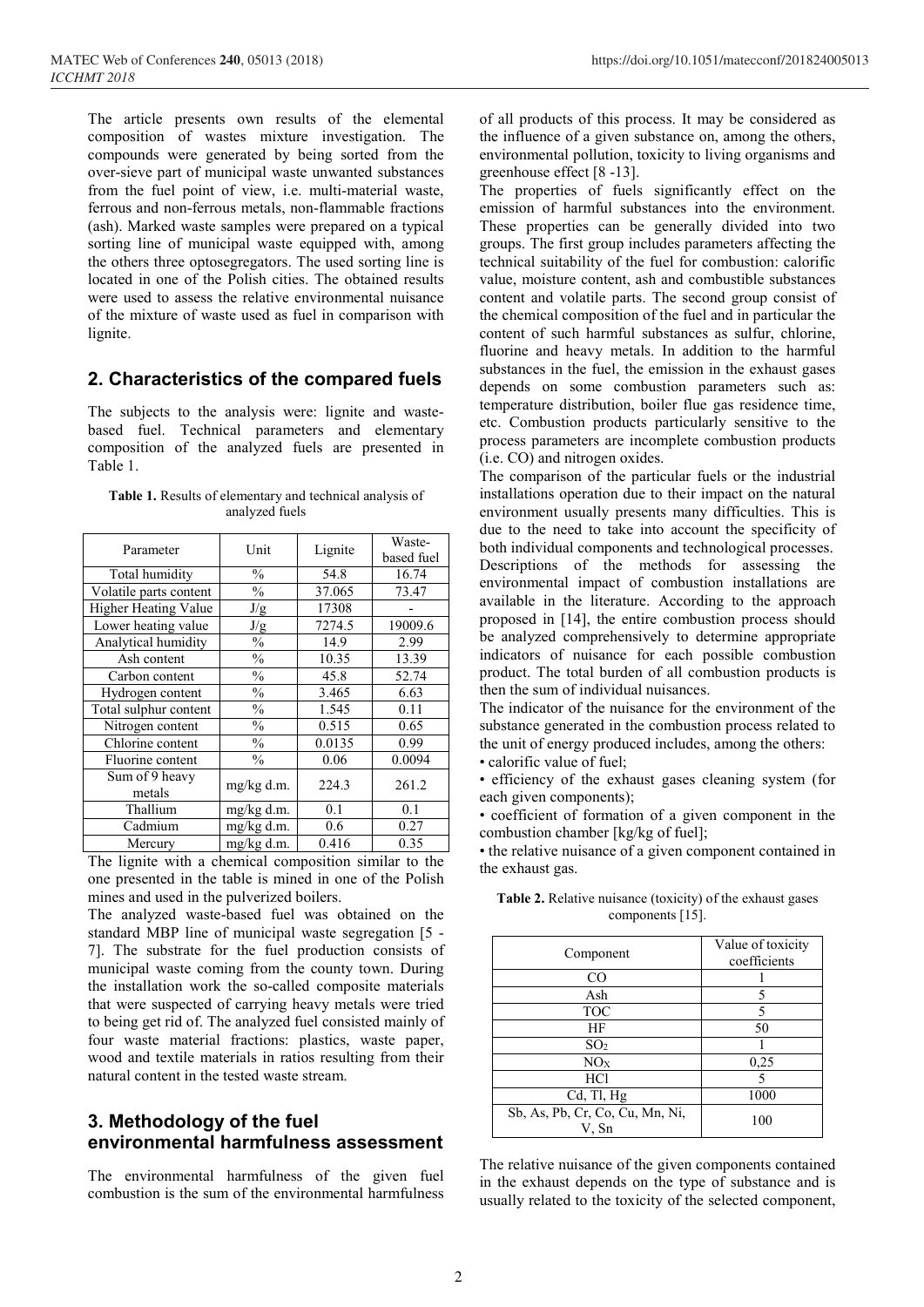The article presents own results of the elemental composition of wastes mixture investigation. The compounds were generated by being sorted from the over-sieve part of municipal waste unwanted substances from the fuel point of view, i.e. multi-material waste, ferrous and non-ferrous metals, non-flammable fractions (ash). Marked waste samples were prepared on a typical sorting line of municipal waste equipped with, among the others three optosegregators. The used sorting line is located in one of the Polish cities. The obtained results were used to assess the relative environmental nuisance of the mixture of waste used as fuel in comparison with lignite.

## 2. Characteristics of the compared fuels

The subjects to the analysis were: lignite and waste-based fuel. Technical parameters and elementary composition of the analyzed fuels are presented in Table 1.

**Table 1.** Results of elementary and technical analysis of analyzed fuels

| Parameter | Unit | Lignite | Waste-based fuel |
|---|---|---|---|
| Total humidity | % | 54.8 | 16.74 |
| Volatile parts content | % | 37.065 | 73.47 |
| Higher Heating Value | J/g | 17308 | - |
| Lower heating value | J/g | 7274.5 | 19009.6 |
| Analytical humidity | % | 14.9 | 2.99 |
| Ash content | % | 10.35 | 13.39 |
| Carbon content | % | 45.8 | 52.74 |
| Hydrogen content | % | 3.465 | 6.63 |
| Total sulphur content | % | 1.545 | 0.11 |
| Nitrogen content | % | 0.515 | 0.65 |
| Chlorine content | % | 0.0135 | 0.99 |
| Fluorine content | % | 0.06 | 0.0094 |
| Sum of 9 heavy metals | mg/kg d.m. | 224.3 | 261.2 |
| Thallium | mg/kg d.m. | 0.1 | 0.1 |
| Cadmium | mg/kg d.m. | 0.6 | 0.27 |
| Mercury | mg/kg d.m. | 0.416 | 0.35 |

The lignite with a chemical composition similar to the one presented in the table is mined in one of the Polish mines and used in the pulverized boilers.

The analyzed waste-based fuel was obtained on the standard MBP line of municipal waste segregation [5 - 7]. The substrate for the fuel production consists of municipal waste coming from the county town. During the installation work the so-called composite materials that were suspected of carrying heavy metals were tried to being get rid of. The analyzed fuel consisted mainly of four waste material fractions: plastics, waste paper, wood and textile materials in ratios resulting from their natural content in the tested waste stream.

## 3. Methodology of the fuel environmental harmfulness assessment

The environmental harmfulness of the given fuel combustion is the sum of the environmental harmfulness of all products of this process. It may be considered as the influence of a given substance on, among the others, environmental pollution, toxicity to living organisms and greenhouse effect [8 -13].

The properties of fuels significantly effect on the emission of harmful substances into the environment. These properties can be generally divided into two groups. The first group includes parameters affecting the technical suitability of the fuel for combustion: calorific value, moisture content, ash and combustible substances content and volatile parts. The second group consist of the chemical composition of the fuel and in particular the content of such harmful substances as sulfur, chlorine, fluorine and heavy metals. In addition to the harmful substances in the fuel, the emission in the exhaust gases depends on some combustion parameters such as: temperature distribution, boiler flue gas residence time, etc. Combustion products particularly sensitive to the process parameters are incomplete combustion products (i.e. CO) and nitrogen oxides.

The comparison of the particular fuels or the industrial installations operation due to their impact on the natural environment usually presents many difficulties. This is due to the need to take into account the specificity of both individual components and technological processes. Descriptions of the methods for assessing the environmental impact of combustion installations are available in the literature. According to the approach proposed in [14], the entire combustion process should be analyzed comprehensively to determine appropriate indicators of nuisance for each possible combustion product. The total burden of all combustion products is then the sum of individual nuisances.

The indicator of the nuisance for the environment of the substance generated in the combustion process related to the unit of energy produced includes, among the others:

- calorific value of fuel;
- efficiency of the exhaust gases cleaning system (for each given components);
- coefficient of formation of a given component in the combustion chamber [kg/kg of fuel];
- the relative nuisance of a given component contained in the exhaust gas.

**Table 2.** Relative nuisance (toxicity) of the exhaust gases components [15].

| Component | Value of toxicity coefficients |
|---|---|
| CO | 1 |
| Ash | 5 |
| TOC | 5 |
| HF | 50 |
| $SO_2$ | 1 |
| $NO_X$ | 0,25 |
| HCl | 5 |
| Cd, Tl, Hg | 1000 |
| Sb, As, Pb, Cr, Co, Cu, Mn, Ni, V, Sn | 100 |

The relative nuisance of the given components contained in the exhaust depends on the type of substance and is usually related to the toxicity of the selected component,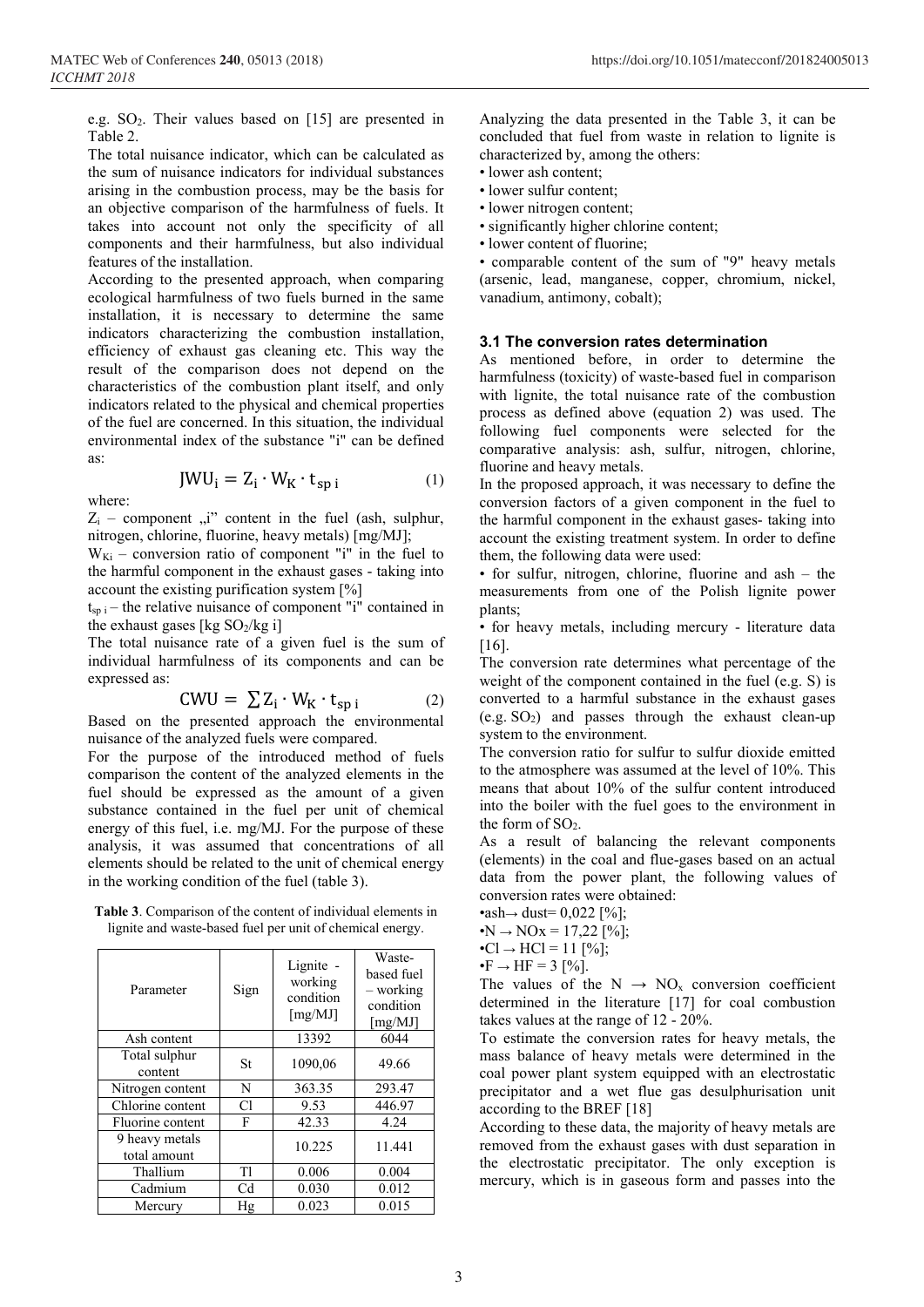e.g. $SO_2$. Their values based on [15] are presented in Table 2.

The total nuisance indicator, which can be calculated as the sum of nuisance indicators for individual substances arising in the combustion process, may be the basis for an objective comparison of the harmfulness of fuels. It takes into account not only the specificity of all components and their harmfulness, but also individual features of the installation.

According to the presented approach, when comparing ecological harmfulness of two fuels burned in the same installation, it is necessary to determine the same indicators characterizing the combustion installation, efficiency of exhaust gas cleaning etc. This way the result of the comparison does not depend on the characteristics of the combustion plant itself, and only indicators related to the physical and chemical properties of the fuel are concerned. In this situation, the individual environmental index of the substance "i" can be defined as:

$$JWU_i = Z_i \cdot W_K \cdot t_{sp\ i} \tag{1}$$

where:

$Z_i$ – component „i" content in the fuel (ash, sulphur, nitrogen, chlorine, fluorine, heavy metals) [mg/MJ];

$W_{Ki}$ – conversion ratio of component "i" in the fuel to the harmful component in the exhaust gases - taking into account the existing purification system [%]

$t_{sp\ i}$ – the relative nuisance of component "i" contained in the exhaust gases [kg $SO_2$/kg i]

The total nuisance rate of a given fuel is the sum of individual harmfulness of its components and can be expressed as:

$$CWU = \sum Z_i \cdot W_K \cdot t_{sp\ i} \tag{2}$$

Based on the presented approach the environmental nuisance of the analyzed fuels were compared.

For the purpose of the introduced method of fuels comparison the content of the analyzed elements in the fuel should be expressed as the amount of a given substance contained in the fuel per unit of chemical energy of this fuel, i.e. mg/MJ. For the purpose of these analysis, it was assumed that concentrations of all elements should be related to the unit of chemical energy in the working condition of the fuel (table 3).

**Table 3**. Comparison of the content of individual elements in lignite and waste-based fuel per unit of chemical energy.

| Parameter | Sign | Lignite - working condition [mg/MJ] | Waste-based fuel – working condition [mg/MJ] |
|---|---|---|---|
| Ash content | | 13392 | 6044 |
| Total sulphur content | St | 1090,06 | 49.66 |
| Nitrogen content | N | 363.35 | 293.47 |
| Chlorine content | Cl | 9.53 | 446.97 |
| Fluorine content | F | 42.33 | 4.24 |
| 9 heavy metals total amount | | 10.225 | 11.441 |
| Thallium | Tl | 0.006 | 0.004 |
| Cadmium | Cd | 0.030 | 0.012 |
| Mercury | Hg | 0.023 | 0.015 |

Analyzing the data presented in the Table 3, it can be concluded that fuel from waste in relation to lignite is characterized by, among the others:

- lower ash content;
- lower sulfur content;
- lower nitrogen content;
- significantly higher chlorine content;
- lower content of fluorine;
- comparable content of the sum of "9" heavy metals (arsenic, lead, manganese, copper, chromium, nickel, vanadium, antimony, cobalt);

### 3.1 The conversion rates determination

As mentioned before, in order to determine the harmfulness (toxicity) of waste-based fuel in comparison with lignite, the total nuisance rate of the combustion process as defined above (equation 2) was used. The following fuel components were selected for the comparative analysis: ash, sulfur, nitrogen, chlorine, fluorine and heavy metals.

In the proposed approach, it was necessary to define the conversion factors of a given component in the fuel to the harmful component in the exhaust gases- taking into account the existing treatment system. In order to define them, the following data were used:

- for sulfur, nitrogen, chlorine, fluorine and ash – the measurements from one of the Polish lignite power plants;
- for heavy metals, including mercury - literature data [16].

The conversion rate determines what percentage of the weight of the component contained in the fuel (e.g. S) is converted to a harmful substance in the exhaust gases (e.g. $SO_2$) and passes through the exhaust clean-up system to the environment.

The conversion ratio for sulfur to sulfur dioxide emitted to the atmosphere was assumed at the level of 10%. This means that about 10% of the sulfur content introduced into the boiler with the fuel goes to the environment in the form of $SO_2$.

As a result of balancing the relevant components (elements) in the coal and flue-gases based on an actual data from the power plant, the following values of conversion rates were obtained:

- ash→ dust= 0,022 [%];
- $N \rightarrow NO_x$ = 17,22 [%];
- $Cl \rightarrow HCl$ = 11 [%];
- $F \rightarrow HF$ = 3 [%].

The values of the $N \rightarrow NO_x$ conversion coefficient determined in the literature [17] for coal combustion takes values at the range of 12 - 20%.

To estimate the conversion rates for heavy metals, the mass balance of heavy metals were determined in the coal power plant system equipped with an electrostatic precipitator and a wet flue gas desulphurisation unit according to the BREF [18]

According to these data, the majority of heavy metals are removed from the exhaust gases with dust separation in the electrostatic precipitator. The only exception is mercury, which is in gaseous form and passes into the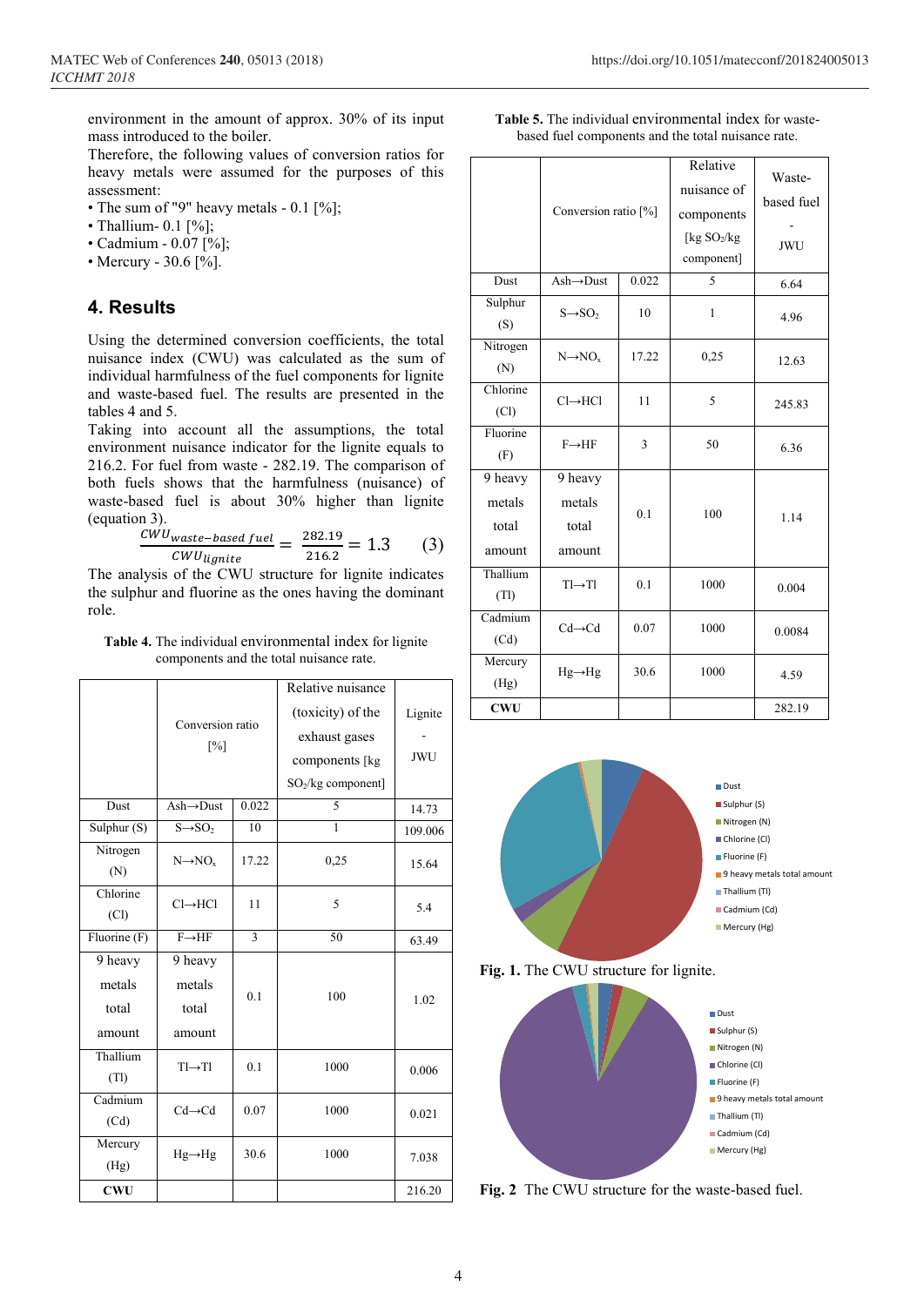environment in the amount of approx. 30% of its input mass introduced to the boiler.

Therefore, the following values of conversion ratios for heavy metals were assumed for the purposes of this assessment:

- The sum of "9" heavy metals - 0.1 [%];
- Thallium- 0.1 [%];
- Cadmium - 0.07 [%];
- Mercury - 30.6 [%].

## 4. Results

Using the determined conversion coefficients, the total nuisance index (CWU) was calculated as the sum of individual harmfulness of the fuel components for lignite and waste-based fuel. The results are presented in the tables 4 and 5.

Taking into account all the assumptions, the total environment nuisance indicator for the lignite equals to 216.2. For fuel from waste - 282.19. The comparison of both fuels shows that the harmfulness (nuisance) of waste-based fuel is about 30% higher than lignite (equation 3).

$$\frac{CWU_{waste-based\ fuel}}{CWU_{lignite}} = \frac{282.19}{216.2} = 1.3 \qquad (3)$$

The analysis of the CWU structure for lignite indicates the sulphur and fluorine as the ones having the dominant role.

**Table 4.** The individual environmental index for lignite components and the total nuisance rate.

| | Conversion ratio [%] | | Relative nuisance (toxicity) of the exhaust gases components [kg $SO_2$/kg component] | Lignite - JWU |
|---|---|---|---|---|
| Dust | Ash→Dust | 0.022 | 5 | 14.73 |
| Sulphur (S) | $S \rightarrow SO_2$ | 10 | 1 | 109.006 |
| Nitrogen (N) | $N \rightarrow NO_x$ | 17.22 | 0,25 | 15.64 |
| Chlorine (Cl) | Cl→HCl | 11 | 5 | 5.4 |
| Fluorine (F) | F→HF | 3 | 50 | 63.49 |
| 9 heavy metals total amount | 9 heavy metals total amount | 0.1 | 100 | 1.02 |
| Thallium (Tl) | Tl→Tl | 0.1 | 1000 | 0.006 |
| Cadmium (Cd) | Cd→Cd | 0.07 | 1000 | 0.021 |
| Mercury (Hg) | Hg→Hg | 30.6 | 1000 | 7.038 |
| **CWU** | | | | 216.20 |

**Table 5.** The individual environmental index for waste-based fuel components and the total nuisance rate.

| | Conversion ratio [%] | | Relative nuisance of components [kg $SO_2$/kg component] | Waste-based fuel - JWU |
|---|---|---|---|---|
| Dust | Ash→Dust | 0.022 | 5 | 6.64 |
| Sulphur (S) | $S \rightarrow SO_2$ | 10 | 1 | 4.96 |
| Nitrogen (N) | $N \rightarrow NO_x$ | 17.22 | 0,25 | 12.63 |
| Chlorine (Cl) | Cl→HCl | 11 | 5 | 245.83 |
| Fluorine (F) | F→HF | 3 | 50 | 6.36 |
| 9 heavy metals total amount | 9 heavy metals total amount | 0.1 | 100 | 1.14 |
| Thallium (Tl) | Tl→Tl | 0.1 | 1000 | 0.004 |
| Cadmium (Cd) | Cd→Cd | 0.07 | 1000 | 0.0084 |
| Mercury (Hg) | Hg→Hg | 30.6 | 1000 | 4.59 |
| **CWU** | | | | 282.19 |

**Fig. 1.** The CWU structure for lignite.

**Fig. 2** The CWU structure for the waste-based fuel.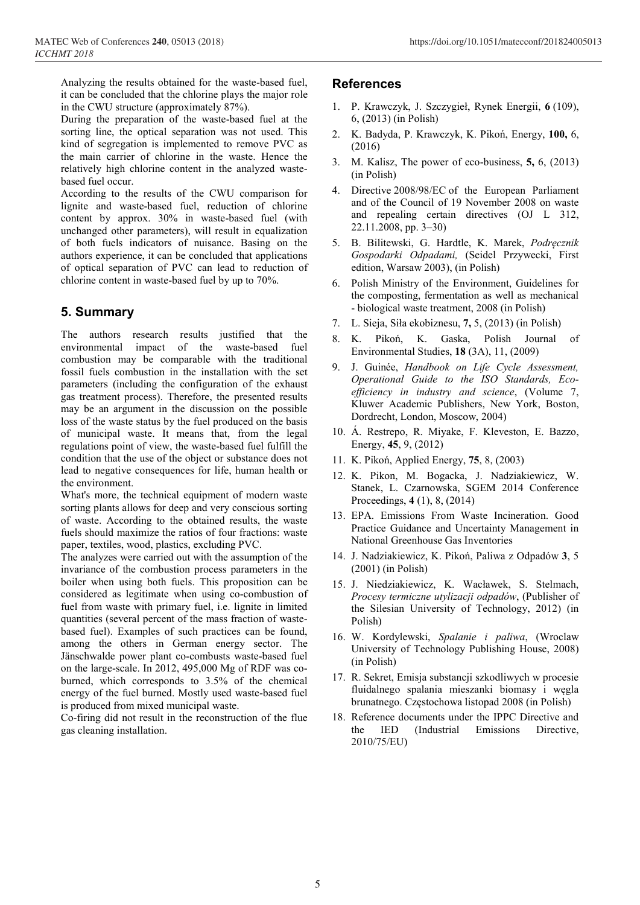Analyzing the results obtained for the waste-based fuel, it can be concluded that the chlorine plays the major role in the CWU structure (approximately 87%).

During the preparation of the waste-based fuel at the sorting line, the optical separation was not used. This kind of segregation is implemented to remove PVC as the main carrier of chlorine in the waste. Hence the relatively high chlorine content in the analyzed waste-based fuel occur.

According to the results of the CWU comparison for lignite and waste-based fuel, reduction of chlorine content by approx. 30% in waste-based fuel (with unchanged other parameters), will result in equalization of both fuels indicators of nuisance. Basing on the authors experience, it can be concluded that applications of optical separation of PVC can lead to reduction of chlorine content in waste-based fuel by up to 70%.

## 5. Summary

The authors research results justified that the environmental impact of the waste-based fuel combustion may be comparable with the traditional fossil fuels combustion in the installation with the set parameters (including the configuration of the exhaust gas treatment process). Therefore, the presented results may be an argument in the discussion on the possible loss of the waste status by the fuel produced on the basis of municipal waste. It means that, from the legal regulations point of view, the waste-based fuel fulfill the condition that the use of the object or substance does not lead to negative consequences for life, human health or the environment.

What's more, the technical equipment of modern waste sorting plants allows for deep and very conscious sorting of waste. According to the obtained results, the waste fuels should maximize the ratios of four fractions: waste paper, textiles, wood, plastics, excluding PVC.

The analyzes were carried out with the assumption of the invariance of the combustion process parameters in the boiler when using both fuels. This proposition can be considered as legitimate when using co-combustion of fuel from waste with primary fuel, i.e. lignite in limited quantities (several percent of the mass fraction of waste-based fuel). Examples of such practices can be found, among the others in German energy sector. The Jänschwalde power plant co-combusts waste-based fuel on the large-scale. In 2012, 495,000 Mg of RDF was co-burned, which corresponds to 3.5% of the chemical energy of the fuel burned. Mostly used waste-based fuel is produced from mixed municipal waste.

Co-firing did not result in the reconstruction of the flue gas cleaning installation.

## References

1. P. Krawczyk, J. Szczygieł, Rynek Energii, **6** (109), 6, (2013) (in Polish)
2. K. Badyda, P. Krawczyk, K. Pikoń, Energy, **100,** 6, (2016)
3. M. Kalisz, The power of eco-business, **5,** 6, (2013) (in Polish)
4. Directive 2008/98/EC of the European Parliament and of the Council of 19 November 2008 on waste and repealing certain directives (OJ L 312, 22.11.2008, pp. 3–30)
5. B. Bilitewski, G. Hardtle, K. Marek, *Podręcznik Gospodarki Odpadami,* (Seidel Przywecki, First edition, Warsaw 2003), (in Polish)
6. Polish Ministry of the Environment, Guidelines for the composting, fermentation as well as mechanical - biological waste treatment, 2008 (in Polish)
7. L. Sieja, Siła ekobiznesu, **7,** 5, (2013) (in Polish)
8. K. Pikoń, K. Gaska, Polish Journal of Environmental Studies, **18** (3A), 11, (2009)
9. J. Guinée, *Handbook on Life Cycle Assessment, Operational Guide to the ISO Standards, Eco-efficiency in industry and science*, (Volume 7, Kluwer Academic Publishers, New York, Boston, Dordrecht, London, Moscow, 2004)
10. Á. Restrepo, R. Miyake, F. Kleveston, E. Bazzo, Energy, **45**, 9, (2012)
11. K. Pikoń, Applied Energy, **75**, 8, (2003)
12. K. Pikon, M. Bogacka, J. Nadziakiewicz, W. Stanek, L. Czarnowska, SGEM 2014 Conference Proceedings, **4** (1), 8, (2014)
13. EPA. Emissions From Waste Incineration. Good Practice Guidance and Uncertainty Management in National Greenhouse Gas Inventories
14. J. Nadziakiewicz, K. Pikoń, Paliwa z Odpadów **3**, 5 (2001) (in Polish)
15. J. Niedziakiewicz, K. Wacławek, S. Stelmach, *Procesy termiczne utylizacji odpadów*, (Publisher of the Silesian University of Technology, 2012) (in Polish)
16. W. Kordylewski, *Spalanie i paliwa*, (Wroclaw University of Technology Publishing House, 2008) (in Polish)
17. R. Sekret, Emisja substancji szkodliwych w procesie fluidalnego spalania mieszanki biomasy i węgla brunatnego. Częstochowa listopad 2008 (in Polish)
18. Reference documents under the IPPC Directive and the IED (Industrial Emissions Directive, 2010/75/EU)